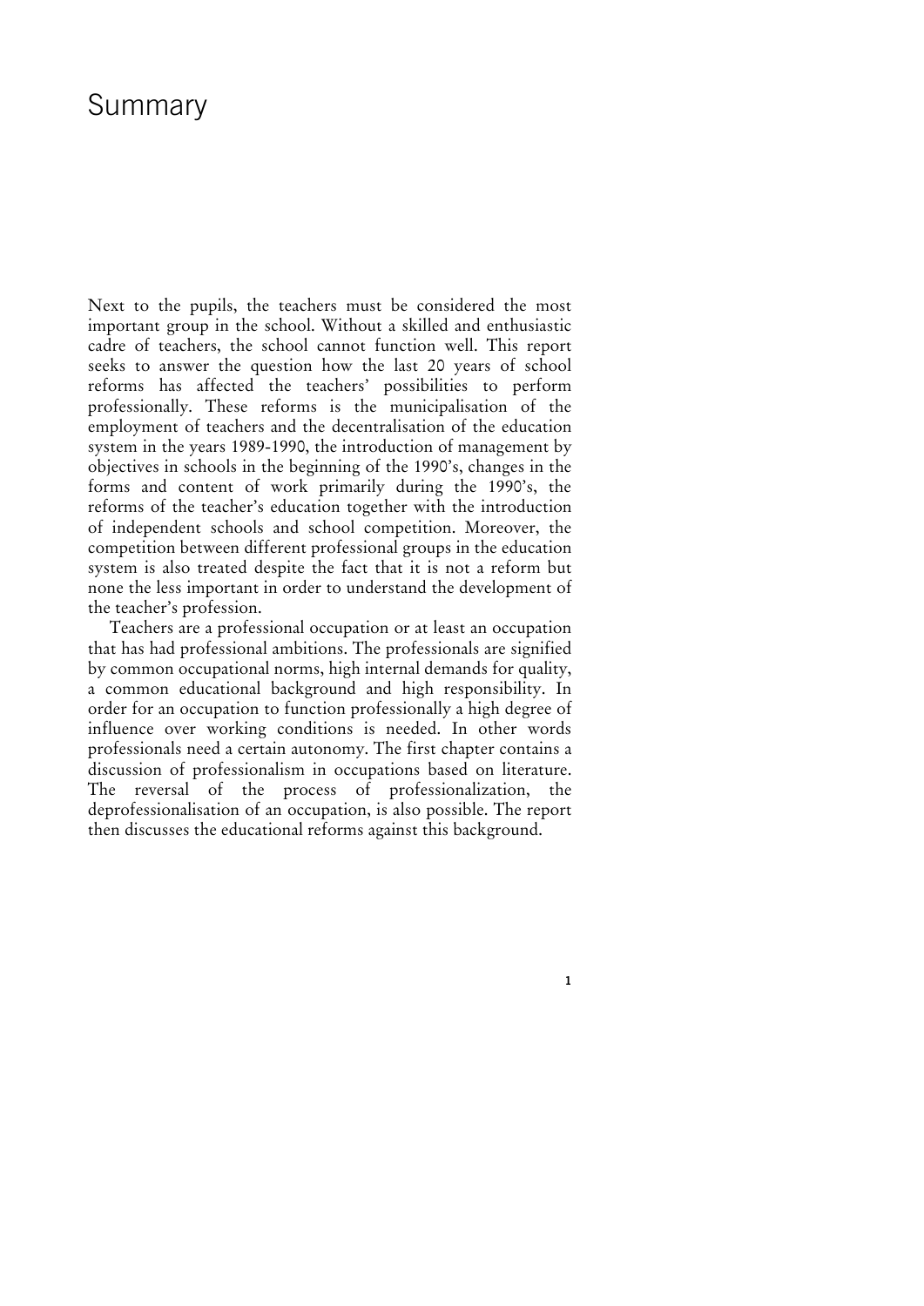# Summary

Next to the pupils, the teachers must be considered the most important group in the school. Without a skilled and enthusiastic cadre of teachers, the school cannot function well. This report seeks to answer the question how the last 20 years of school reforms has affected the teachers' possibilities to perform professionally. These reforms is the municipalisation of the employment of teachers and the decentralisation of the education system in the years 1989-1990, the introduction of management by objectives in schools in the beginning of the 1990's, changes in the forms and content of work primarily during the 1990's, the reforms of the teacher's education together with the introduction of independent schools and school competition. Moreover, the competition between different professional groups in the education system is also treated despite the fact that it is not a reform but none the less important in order to understand the development of the teacher's profession.

Teachers are a professional occupation or at least an occupation that has had professional ambitions. The professionals are signified by common occupational norms, high internal demands for quality, a common educational background and high responsibility. In order for an occupation to function professionally a high degree of influence over working conditions is needed. In other words professionals need a certain autonomy. The first chapter contains a discussion of professionalism in occupations based on literature. The reversal of the process of professionalization, the deprofessionalisation of an occupation, is also possible. The report then discusses the educational reforms against this background.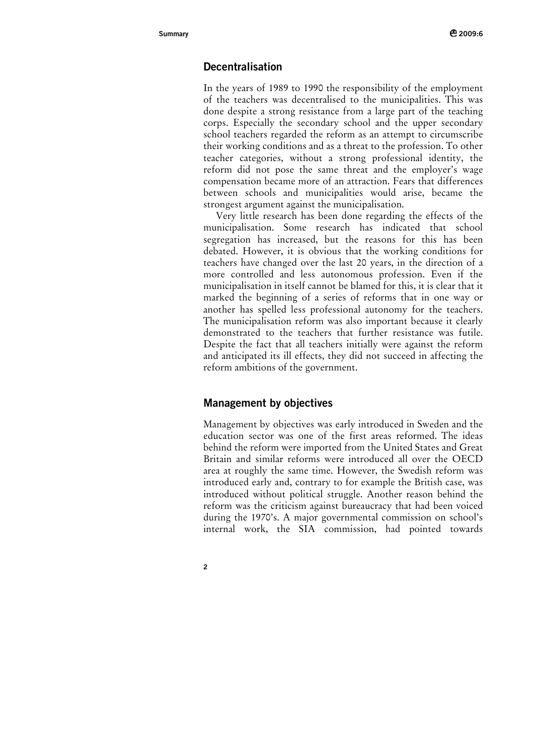## Decentralisation

In the years of 1989 to 1990 the responsibility of the employment of the teachers was decentralised to the municipalities. This was done despite a strong resistance from a large part of the teaching corps. Especially the secondary school and the upper secondary school teachers regarded the reform as an attempt to circumscribe their working conditions and as a threat to the profession. To other teacher categories, without a strong professional identity, the reform did not pose the same threat and the employer's wage compensation became more of an attraction. Fears that differences between schools and municipalities would arise, became the strongest argument against the municipalisation.

Very little research has been done regarding the effects of the municipalisation. Some research has indicated that school segregation has increased, but the reasons for this has been debated. However, it is obvious that the working conditions for teachers have changed over the last 20 years, in the direction of a more controlled and less autonomous profession. Even if the municipalisation in itself cannot be blamed for this, it is clear that it marked the beginning of a series of reforms that in one way or another has spelled less professional autonomy for the teachers. The municipalisation reform was also important because it clearly demonstrated to the teachers that further resistance was futile. Despite the fact that all teachers initially were against the reform and anticipated its ill effects, they did not succeed in affecting the reform ambitions of the government.

## Management by objectives

Management by objectives was early introduced in Sweden and the education sector was one of the first areas reformed. The ideas behind the reform were imported from the United States and Great Britain and similar reforms were introduced all over the OECD area at roughly the same time. However, the Swedish reform was introduced early and, contrary to for example the British case, was introduced without political struggle. Another reason behind the reform was the criticism against bureaucracy that had been voiced during the 1970's. A major governmental commission on school's internal work, the SIA commission, had pointed towards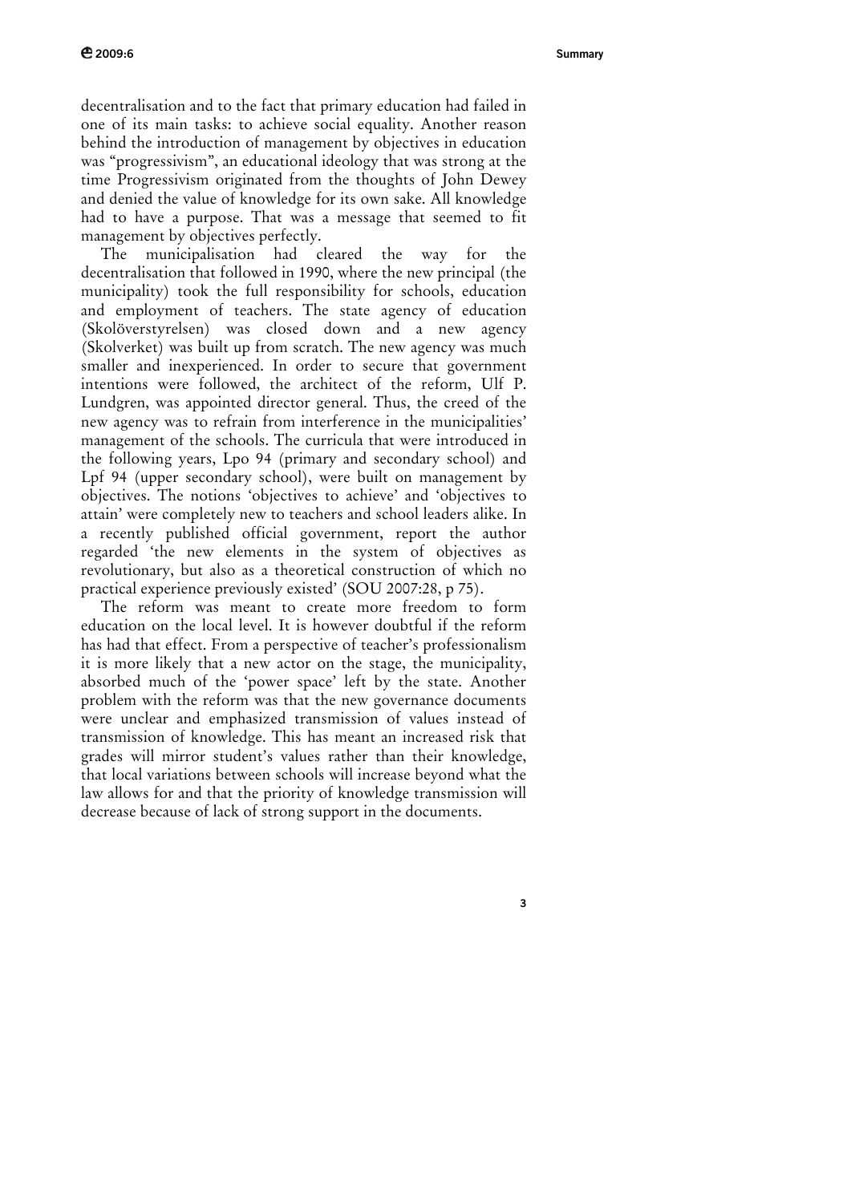decentralisation and to the fact that primary education had failed in one of its main tasks: to achieve social equality. Another reason behind the introduction of management by objectives in education was "progressivism", an educational ideology that was strong at the time Progressivism originated from the thoughts of John Dewey and denied the value of knowledge for its own sake. All knowledge had to have a purpose. That was a message that seemed to fit management by objectives perfectly.

The municipalisation had cleared the way for the decentralisation that followed in 1990, where the new principal (the municipality) took the full responsibility for schools, education and employment of teachers. The state agency of education (Skolöverstyrelsen) was closed down and a new agency (Skolverket) was built up from scratch. The new agency was much smaller and inexperienced. In order to secure that government intentions were followed, the architect of the reform, Ulf P. Lundgren, was appointed director general. Thus, the creed of the new agency was to refrain from interference in the municipalities' management of the schools. The curricula that were introduced in the following years, Lpo 94 (primary and secondary school) and Lpf 94 (upper secondary school), were built on management by objectives. The notions 'objectives to achieve' and 'objectives to attain' were completely new to teachers and school leaders alike. In a recently published official government, report the author regarded 'the new elements in the system of objectives as revolutionary, but also as a theoretical construction of which no practical experience previously existed' (SOU 2007:28, p 75).

The reform was meant to create more freedom to form education on the local level. It is however doubtful if the reform has had that effect. From a perspective of teacher's professionalism it is more likely that a new actor on the stage, the municipality, absorbed much of the 'power space' left by the state. Another problem with the reform was that the new governance documents were unclear and emphasized transmission of values instead of transmission of knowledge. This has meant an increased risk that grades will mirror student's values rather than their knowledge, that local variations between schools will increase beyond what the law allows for and that the priority of knowledge transmission will decrease because of lack of strong support in the documents.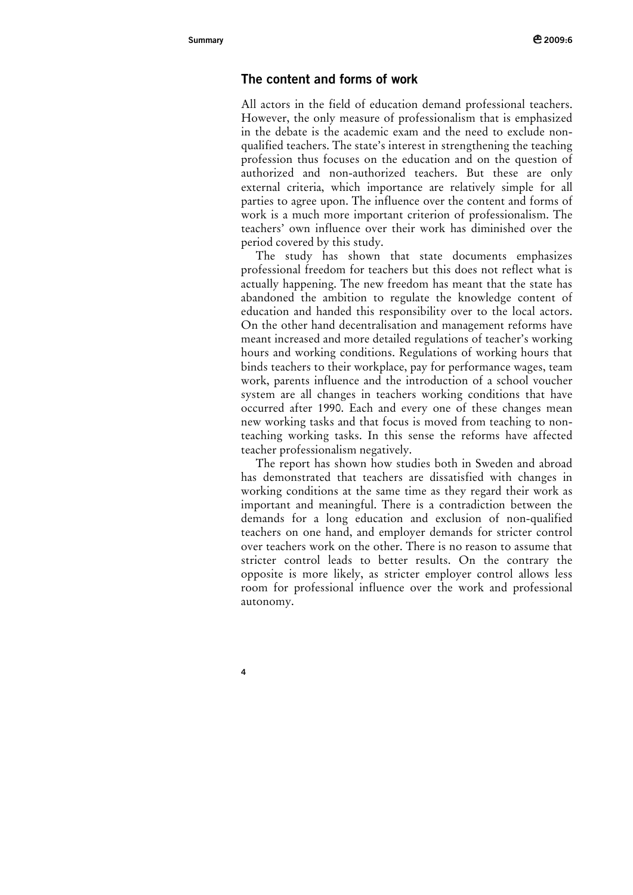## The content and forms of work

All actors in the field of education demand professional teachers. However, the only measure of professionalism that is emphasized in the debate is the academic exam and the need to exclude non-qualified teachers. The state's interest in strengthening the teaching profession thus focuses on the education and on the question of authorized and non-authorized teachers. But these are only external criteria, which importance are relatively simple for all parties to agree upon. The influence over the content and forms of work is a much more important criterion of professionalism. The teachers' own influence over their work has diminished over the period covered by this study.

The study has shown that state documents emphasizes professional freedom for teachers but this does not reflect what is actually happening. The new freedom has meant that the state has abandoned the ambition to regulate the knowledge content of education and handed this responsibility over to the local actors. On the other hand decentralisation and management reforms have meant increased and more detailed regulations of teacher's working hours and working conditions. Regulations of working hours that binds teachers to their workplace, pay for performance wages, team work, parents influence and the introduction of a school voucher system are all changes in teachers working conditions that have occurred after 1990. Each and every one of these changes mean new working tasks and that focus is moved from teaching to non-teaching working tasks. In this sense the reforms have affected teacher professionalism negatively.

The report has shown how studies both in Sweden and abroad has demonstrated that teachers are dissatisfied with changes in working conditions at the same time as they regard their work as important and meaningful. There is a contradiction between the demands for a long education and exclusion of non-qualified teachers on one hand, and employer demands for stricter control over teachers work on the other. There is no reason to assume that stricter control leads to better results. On the contrary the opposite is more likely, as stricter employer control allows less room for professional influence over the work and professional autonomy.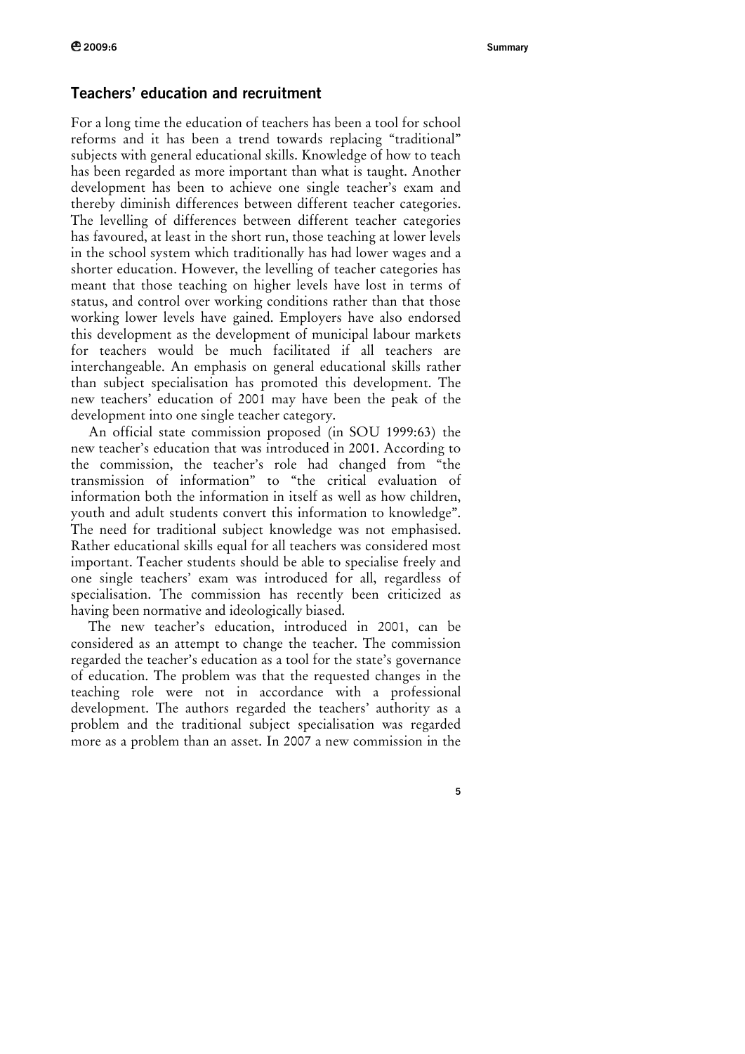## Teachers' education and recruitment

For a long time the education of teachers has been a tool for school reforms and it has been a trend towards replacing "traditional" subjects with general educational skills. Knowledge of how to teach has been regarded as more important than what is taught. Another development has been to achieve one single teacher's exam and thereby diminish differences between different teacher categories. The levelling of differences between different teacher categories has favoured, at least in the short run, those teaching at lower levels in the school system which traditionally has had lower wages and a shorter education. However, the levelling of teacher categories has meant that those teaching on higher levels have lost in terms of status, and control over working conditions rather than that those working lower levels have gained. Employers have also endorsed this development as the development of municipal labour markets for teachers would be much facilitated if all teachers are interchangeable. An emphasis on general educational skills rather than subject specialisation has promoted this development. The new teachers' education of 2001 may have been the peak of the development into one single teacher category.

An official state commission proposed (in SOU 1999:63) the new teacher's education that was introduced in 2001. According to the commission, the teacher's role had changed from "the transmission of information" to "the critical evaluation of information both the information in itself as well as how children, youth and adult students convert this information to knowledge". The need for traditional subject knowledge was not emphasised. Rather educational skills equal for all teachers was considered most important. Teacher students should be able to specialise freely and one single teachers' exam was introduced for all, regardless of specialisation. The commission has recently been criticized as having been normative and ideologically biased.

The new teacher's education, introduced in 2001, can be considered as an attempt to change the teacher. The commission regarded the teacher's education as a tool for the state's governance of education. The problem was that the requested changes in the teaching role were not in accordance with a professional development. The authors regarded the teachers' authority as a problem and the traditional subject specialisation was regarded more as a problem than an asset. In 2007 a new commission in the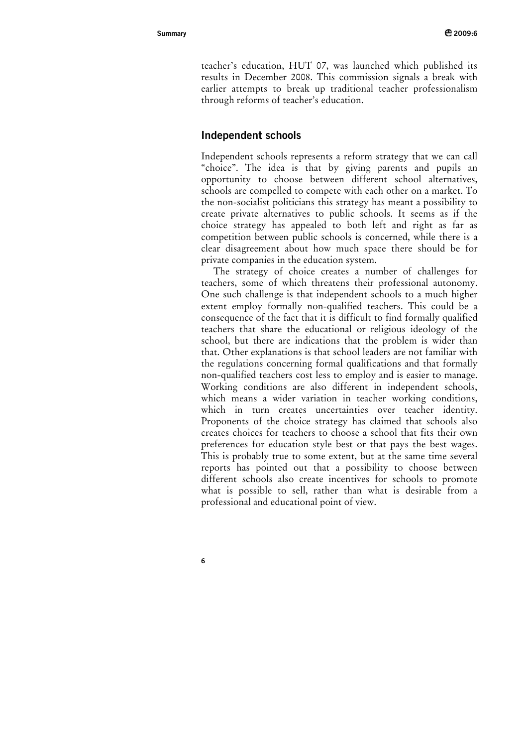teacher's education, HUT 07, was launched which published its results in December 2008. This commission signals a break with earlier attempts to break up traditional teacher professionalism through reforms of teacher's education.

## Independent schools

Independent schools represents a reform strategy that we can call "choice". The idea is that by giving parents and pupils an opportunity to choose between different school alternatives, schools are compelled to compete with each other on a market. To the non-socialist politicians this strategy has meant a possibility to create private alternatives to public schools. It seems as if the choice strategy has appealed to both left and right as far as competition between public schools is concerned, while there is a clear disagreement about how much space there should be for private companies in the education system.

The strategy of choice creates a number of challenges for teachers, some of which threatens their professional autonomy. One such challenge is that independent schools to a much higher extent employ formally non-qualified teachers. This could be a consequence of the fact that it is difficult to find formally qualified teachers that share the educational or religious ideology of the school, but there are indications that the problem is wider than that. Other explanations is that school leaders are not familiar with the regulations concerning formal qualifications and that formally non-qualified teachers cost less to employ and is easier to manage. Working conditions are also different in independent schools, which means a wider variation in teacher working conditions, which in turn creates uncertainties over teacher identity. Proponents of the choice strategy has claimed that schools also creates choices for teachers to choose a school that fits their own preferences for education style best or that pays the best wages. This is probably true to some extent, but at the same time several reports has pointed out that a possibility to choose between different schools also create incentives for schools to promote what is possible to sell, rather than what is desirable from a professional and educational point of view.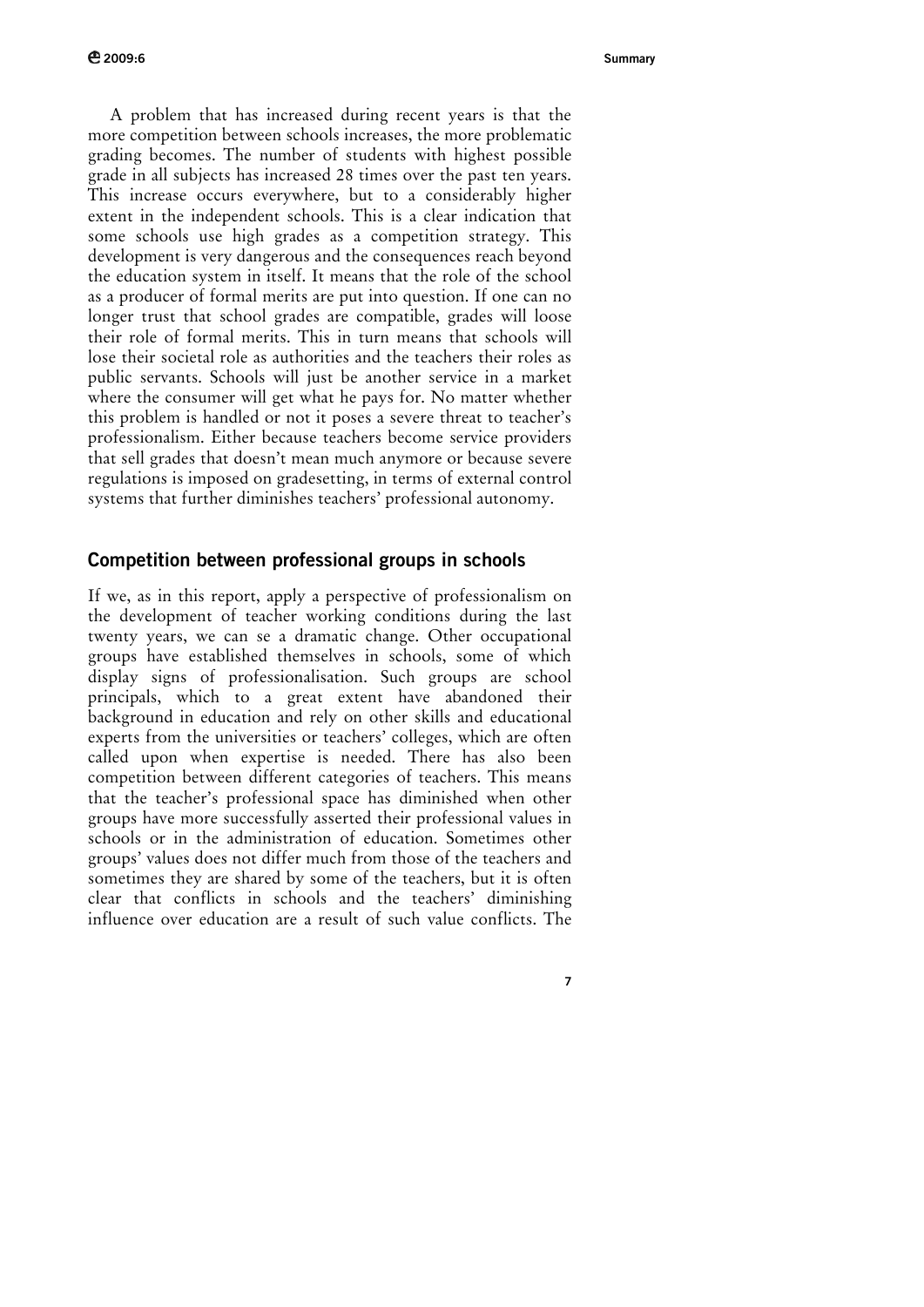A problem that has increased during recent years is that the more competition between schools increases, the more problematic grading becomes. The number of students with highest possible grade in all subjects has increased 28 times over the past ten years. This increase occurs everywhere, but to a considerably higher extent in the independent schools. This is a clear indication that some schools use high grades as a competition strategy. This development is very dangerous and the consequences reach beyond the education system in itself. It means that the role of the school as a producer of formal merits are put into question. If one can no longer trust that school grades are compatible, grades will loose their role of formal merits. This in turn means that schools will lose their societal role as authorities and the teachers their roles as public servants. Schools will just be another service in a market where the consumer will get what he pays for. No matter whether this problem is handled or not it poses a severe threat to teacher's professionalism. Either because teachers become service providers that sell grades that doesn't mean much anymore or because severe regulations is imposed on gradesetting, in terms of external control systems that further diminishes teachers' professional autonomy.

## Competition between professional groups in schools

If we, as in this report, apply a perspective of professionalism on the development of teacher working conditions during the last twenty years, we can se a dramatic change. Other occupational groups have established themselves in schools, some of which display signs of professionalisation. Such groups are school principals, which to a great extent have abandoned their background in education and rely on other skills and educational experts from the universities or teachers' colleges, which are often called upon when expertise is needed. There has also been competition between different categories of teachers. This means that the teacher's professional space has diminished when other groups have more successfully asserted their professional values in schools or in the administration of education. Sometimes other groups' values does not differ much from those of the teachers and sometimes they are shared by some of the teachers, but it is often clear that conflicts in schools and the teachers' diminishing influence over education are a result of such value conflicts. The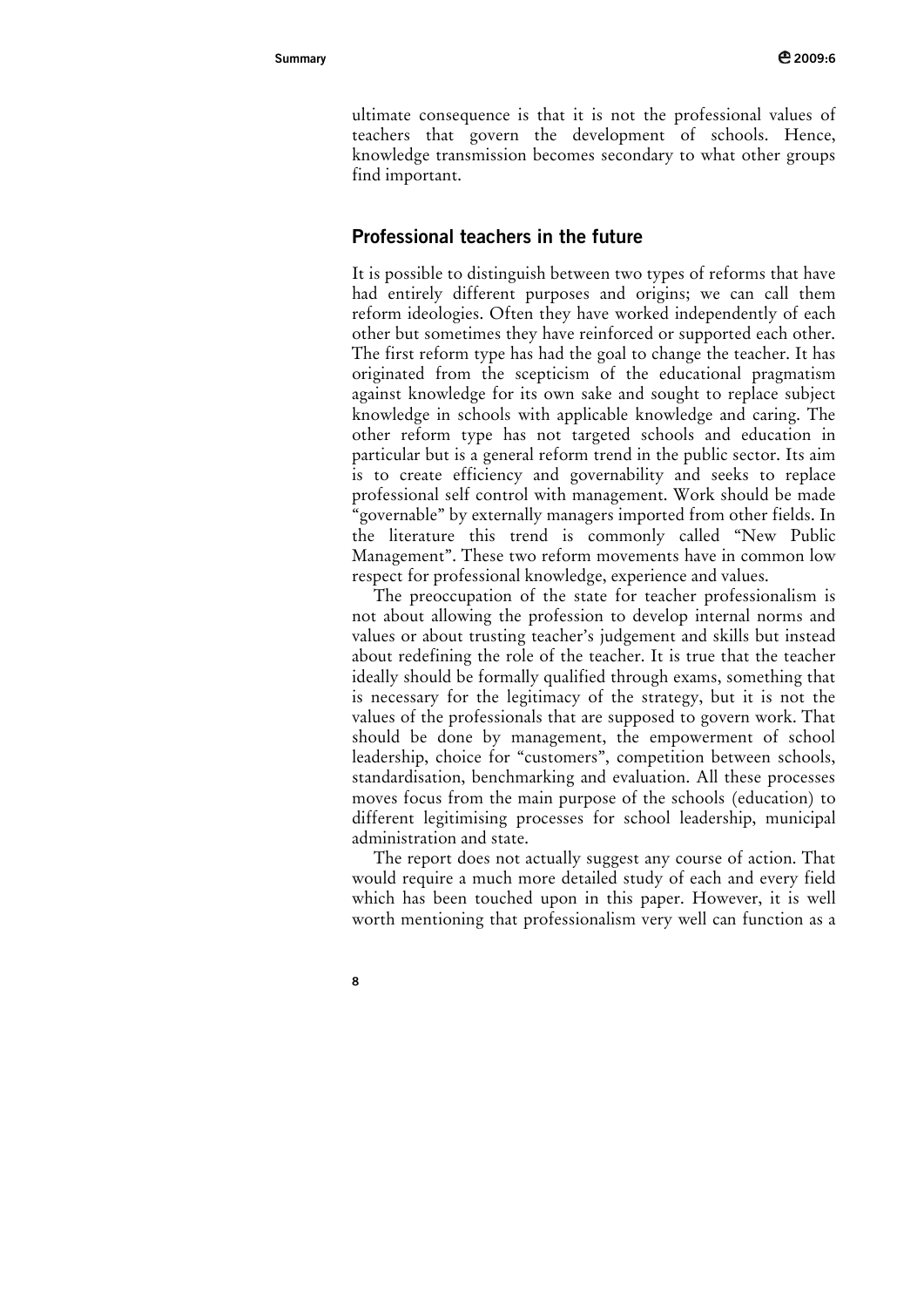ultimate consequence is that it is not the professional values of teachers that govern the development of schools. Hence, knowledge transmission becomes secondary to what other groups find important.

## Professional teachers in the future

It is possible to distinguish between two types of reforms that have had entirely different purposes and origins; we can call them reform ideologies. Often they have worked independently of each other but sometimes they have reinforced or supported each other. The first reform type has had the goal to change the teacher. It has originated from the scepticism of the educational pragmatism against knowledge for its own sake and sought to replace subject knowledge in schools with applicable knowledge and caring. The other reform type has not targeted schools and education in particular but is a general reform trend in the public sector. Its aim is to create efficiency and governability and seeks to replace professional self control with management. Work should be made "governable" by externally managers imported from other fields. In the literature this trend is commonly called "New Public Management". These two reform movements have in common low respect for professional knowledge, experience and values.

The preoccupation of the state for teacher professionalism is not about allowing the profession to develop internal norms and values or about trusting teacher's judgement and skills but instead about redefining the role of the teacher. It is true that the teacher ideally should be formally qualified through exams, something that is necessary for the legitimacy of the strategy, but it is not the values of the professionals that are supposed to govern work. That should be done by management, the empowerment of school leadership, choice for "customers", competition between schools, standardisation, benchmarking and evaluation. All these processes moves focus from the main purpose of the schools (education) to different legitimising processes for school leadership, municipal administration and state.

The report does not actually suggest any course of action. That would require a much more detailed study of each and every field which has been touched upon in this paper. However, it is well worth mentioning that professionalism very well can function as a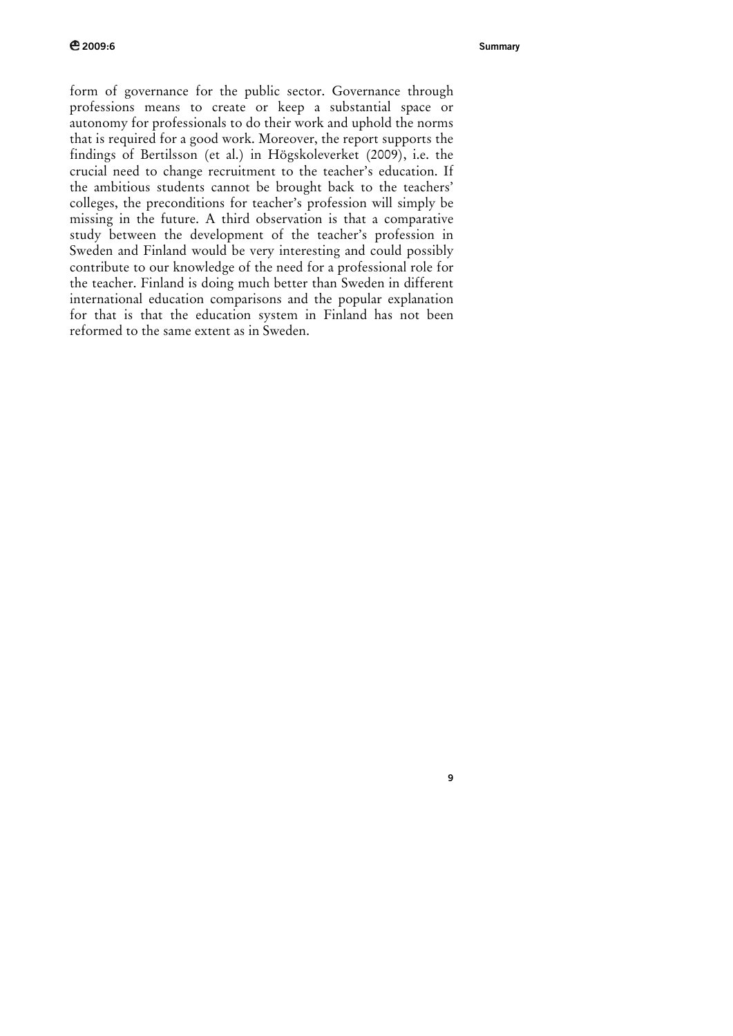form of governance for the public sector. Governance through professions means to create or keep a substantial space or autonomy for professionals to do their work and uphold the norms that is required for a good work. Moreover, the report supports the findings of Bertilsson (et al.) in Högskoleverket (2009), i.e. the crucial need to change recruitment to the teacher's education. If the ambitious students cannot be brought back to the teachers' colleges, the preconditions for teacher's profession will simply be missing in the future. A third observation is that a comparative study between the development of the teacher's profession in Sweden and Finland would be very interesting and could possibly contribute to our knowledge of the need for a professional role for the teacher. Finland is doing much better than Sweden in different international education comparisons and the popular explanation for that is that the education system in Finland has not been reformed to the same extent as in Sweden.